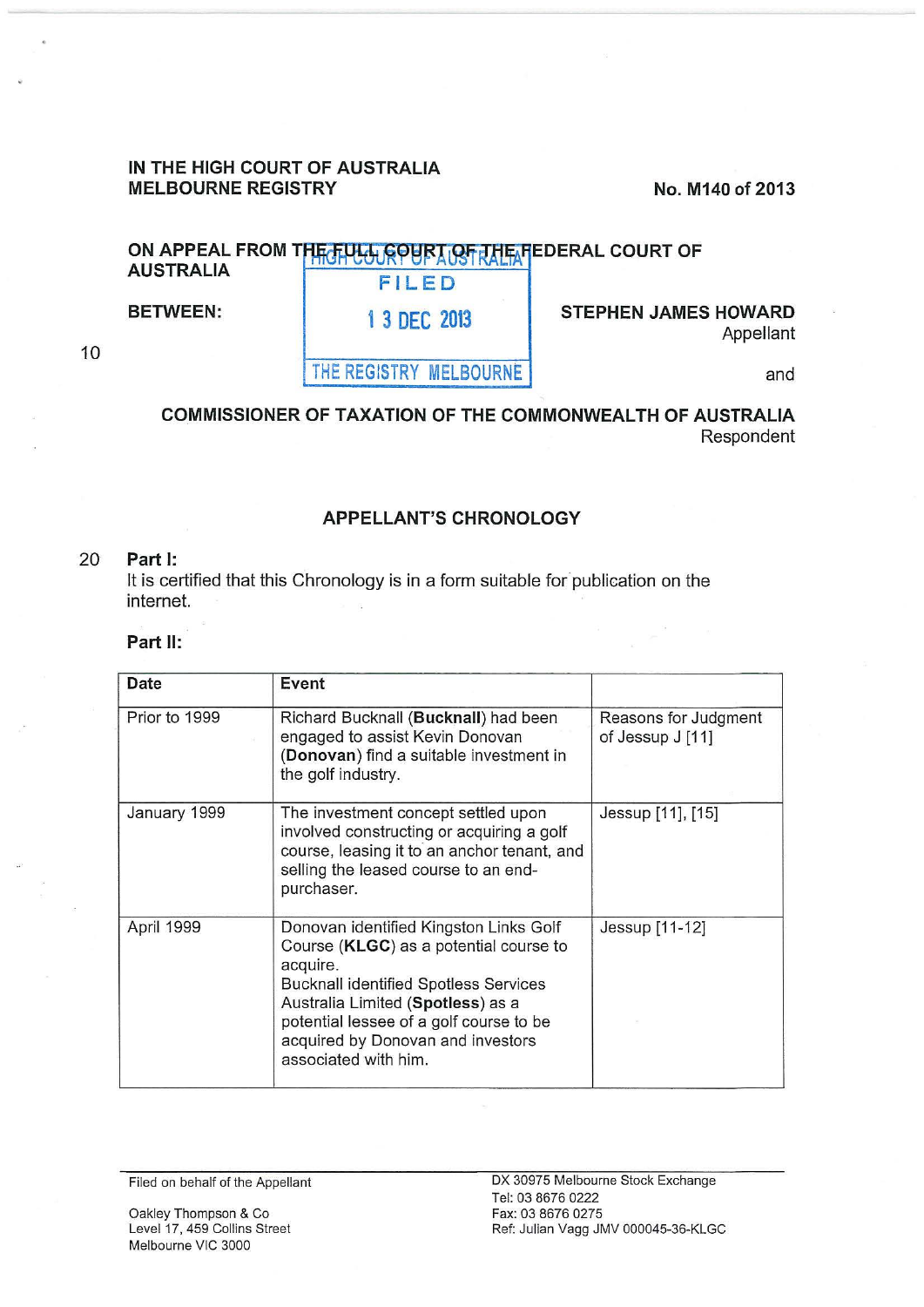IN THE HIGH COURT OF AUSTRALIA
MELBOURNE REGISTRY

No. M140 of 2013

ON APPEAL FROM THE FULL COURT OF THE FEDERAL COURT OF AUSTRALIA

HIGH COURT OF AUSTRALIA
FILED
13 DEC 2013
THE REGISTRY MELBOURNE

BETWEEN:

STEPHEN JAMES HOWARD
Appellant

and

COMMISSIONER OF TAXATION OF THE COMMONWEALTH OF AUSTRALIA
Respondent

## APPELLANT'S CHRONOLOGY

**Part I:**

It is certified that this Chronology is in a form suitable for publication on the internet.

**Part II:**

| Date | Event | |
|---|---|---|
| Prior to 1999 | Richard Bucknall (**Bucknall**) had been engaged to assist Kevin Donovan (**Donovan**) find a suitable investment in the golf industry. | Reasons for Judgment of Jessup J [11] |
| January 1999 | The investment concept settled upon involved constructing or acquiring a golf course, leasing it to an anchor tenant, and selling the leased course to an end-purchaser. | Jessup [11], [15] |
| April 1999 | Donovan identified Kingston Links Golf Course (**KLGC**) as a potential course to acquire.<br>Bucknall identified Spotless Services Australia Limited (**Spotless**) as a potential lessee of a golf course to be acquired by Donovan and investors associated with him. | Jessup [11-12] |

Filed on behalf of the Appellant

Oakley Thompson & Co
Level 17, 459 Collins Street
Melbourne VIC 3000

DX 30975 Melbourne Stock Exchange
Tel: 03 8676 0222
Fax: 03 8676 0275
Ref: Julian Vagg JMV 000045-36-KLGC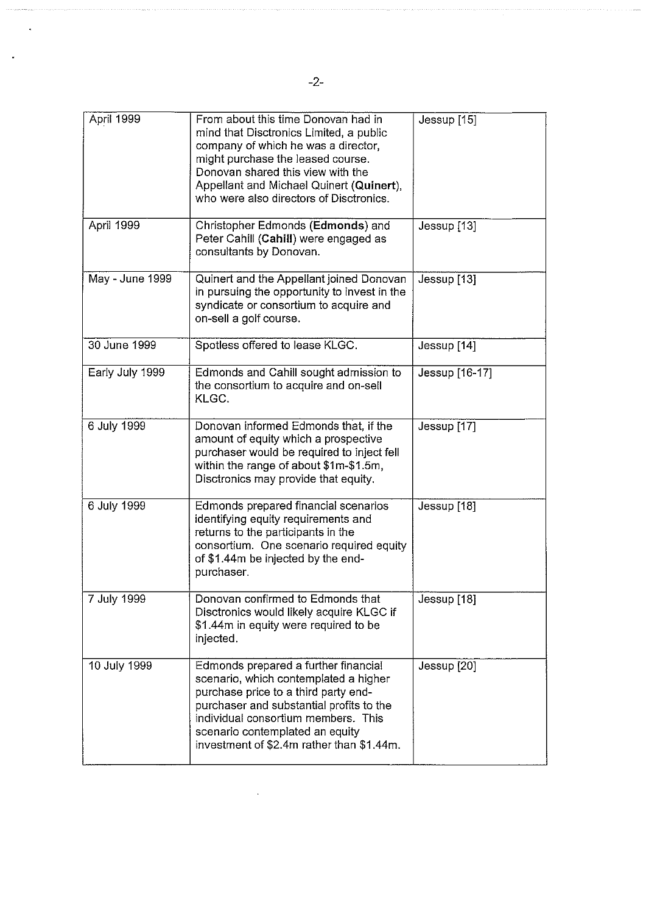| | | |
|---|---|---|
| April 1999 | From about this time Donovan had in mind that Disctronics Limited, a public company of which he was a director, might purchase the leased course. Donovan shared this view with the Appellant and Michael Quinert (**Quinert**), who were also directors of Disctronics. | Jessup [15] |
| April 1999 | Christopher Edmonds (**Edmonds**) and Peter Cahill (**Cahill**) were engaged as consultants by Donovan. | Jessup [13] |
| May - June 1999 | Quinert and the Appellant joined Donovan in pursuing the opportunity to invest in the syndicate or consortium to acquire and on-sell a golf course. | Jessup [13] |
| 30 June 1999 | Spotless offered to lease KLGC. | Jessup [14] |
| Early July 1999 | Edmonds and Cahill sought admission to the consortium to acquire and on-sell KLGC. | Jessup [16-17] |
| 6 July 1999 | Donovan informed Edmonds that, if the amount of equity which a prospective purchaser would be required to inject fell within the range of about $1m-$1.5m, Disctronics may provide that equity. | Jessup [17] |
| 6 July 1999 | Edmonds prepared financial scenarios identifying equity requirements and returns to the participants in the consortium. One scenario required equity of $1.44m be injected by the end-purchaser. | Jessup [18] |
| 7 July 1999 | Donovan confirmed to Edmonds that Disctronics would likely acquire KLGC if $1.44m in equity were required to be injected. | Jessup [18] |
| 10 July 1999 | Edmonds prepared a further financial scenario, which contemplated a higher purchase price to a third party end-purchaser and substantial profits to the individual consortium members. This scenario contemplated an equity investment of $2.4m rather than $1.44m. | Jessup [20] |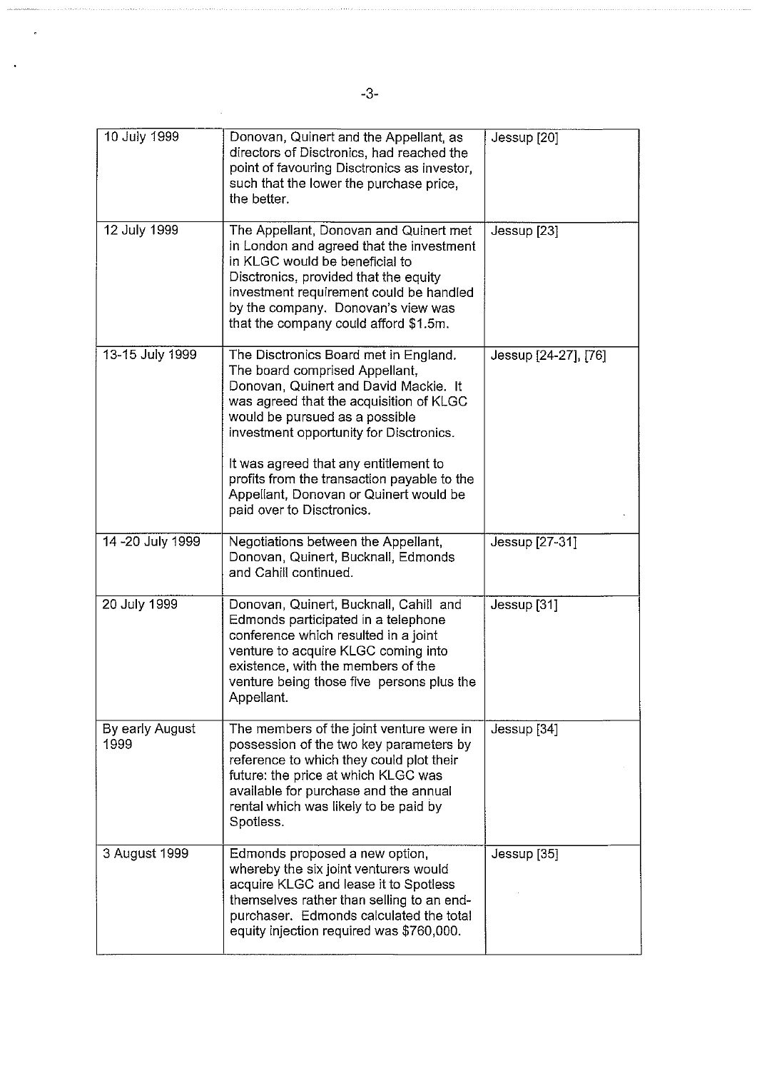| | | |
|---|---|---|
| 10 July 1999 | Donovan, Quinert and the Appellant, as directors of Disctronics, had reached the point of favouring Disctronics as investor, such that the lower the purchase price, the better. | Jessup [20] |
| 12 July 1999 | The Appellant, Donovan and Quinert met in London and agreed that the investment in KLGC would be beneficial to Disctronics, provided that the equity investment requirement could be handled by the company. Donovan's view was that the company could afford $1.5m. | Jessup [23] |
| 13-15 July 1999 | The Disctronics Board met in England. The board comprised Appellant, Donovan, Quinert and David Mackie. It was agreed that the acquisition of KLGC would be pursued as a possible investment opportunity for Disctronics.<br><br>It was agreed that any entitlement to profits from the transaction payable to the Appellant, Donovan or Quinert would be paid over to Disctronics. | Jessup [24-27], [76] |
| 14 -20 July 1999 | Negotiations between the Appellant, Donovan, Quinert, Bucknall, Edmonds and Cahill continued. | Jessup [27-31] |
| 20 July 1999 | Donovan, Quinert, Bucknall, Cahill and Edmonds participated in a telephone conference which resulted in a joint venture to acquire KLGC coming into existence, with the members of the venture being those five persons plus the Appellant. | Jessup [31] |
| By early August 1999 | The members of the joint venture were in possession of the two key parameters by reference to which they could plot their future: the price at which KLGC was available for purchase and the annual rental which was likely to be paid by Spotless. | Jessup [34] |
| 3 August 1999 | Edmonds proposed a new option, whereby the six joint venturers would acquire KLGC and lease it to Spotless themselves rather than selling to an end-purchaser. Edmonds calculated the total equity injection required was $760,000. | Jessup [35] |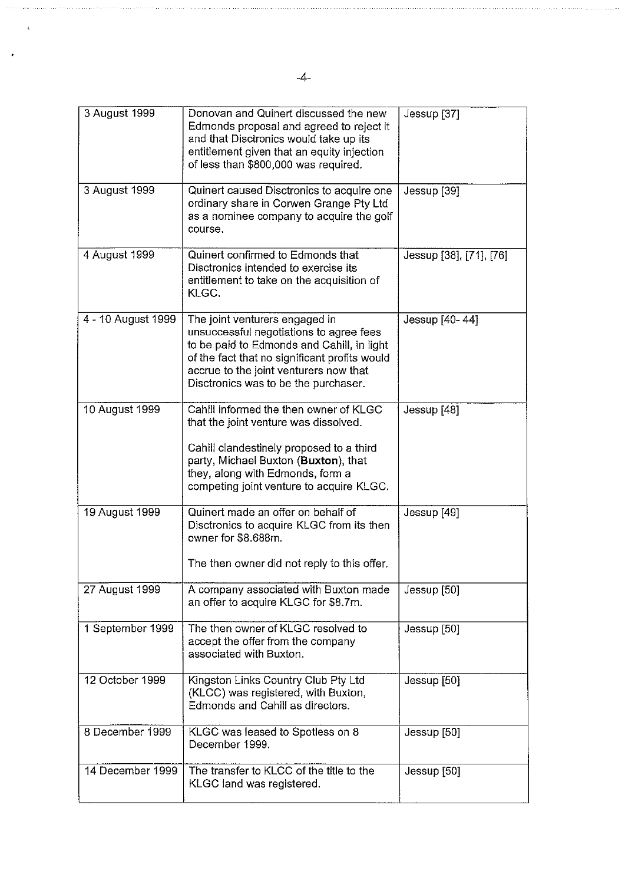| | | |
|---|---|---|
| 3 August 1999 | Donovan and Quinert discussed the new Edmonds proposal and agreed to reject it and that Disctronics would take up its entitlement given that an equity injection of less than $800,000 was required. | Jessup [37] |
| 3 August 1999 | Quinert caused Disctronics to acquire one ordinary share in Corwen Grange Pty Ltd as a nominee company to acquire the golf course. | Jessup [39] |
| 4 August 1999 | Quinert confirmed to Edmonds that Disctronics intended to exercise its entitlement to take on the acquisition of KLGC. | Jessup [38], [71], [76] |
| 4 - 10 August 1999 | The joint venturers engaged in unsuccessful negotiations to agree fees to be paid to Edmonds and Cahill, in light of the fact that no significant profits would accrue to the joint venturers now that Disctronics was to be the purchaser. | Jessup [40- 44] |
| 10 August 1999 | Cahill informed the then owner of KLGC that the joint venture was dissolved.<br><br>Cahill clandestinely proposed to a third party, Michael Buxton (**Buxton**), that they, along with Edmonds, form a competing joint venture to acquire KLGC. | Jessup [48] |
| 19 August 1999 | Quinert made an offer on behalf of Disctronics to acquire KLGC from its then owner for $8.688m.<br><br>The then owner did not reply to this offer. | Jessup [49] |
| 27 August 1999 | A company associated with Buxton made an offer to acquire KLGC for $8.7m. | Jessup [50] |
| 1 September 1999 | The then owner of KLGC resolved to accept the offer from the company associated with Buxton. | Jessup [50] |
| 12 October 1999 | Kingston Links Country Club Pty Ltd (KLCC) was registered, with Buxton, Edmonds and Cahill as directors. | Jessup [50] |
| 8 December 1999 | KLGC was leased to Spotless on 8 December 1999. | Jessup [50] |
| 14 December 1999 | The transfer to KLCC of the title to the KLGC land was registered. | Jessup [50] |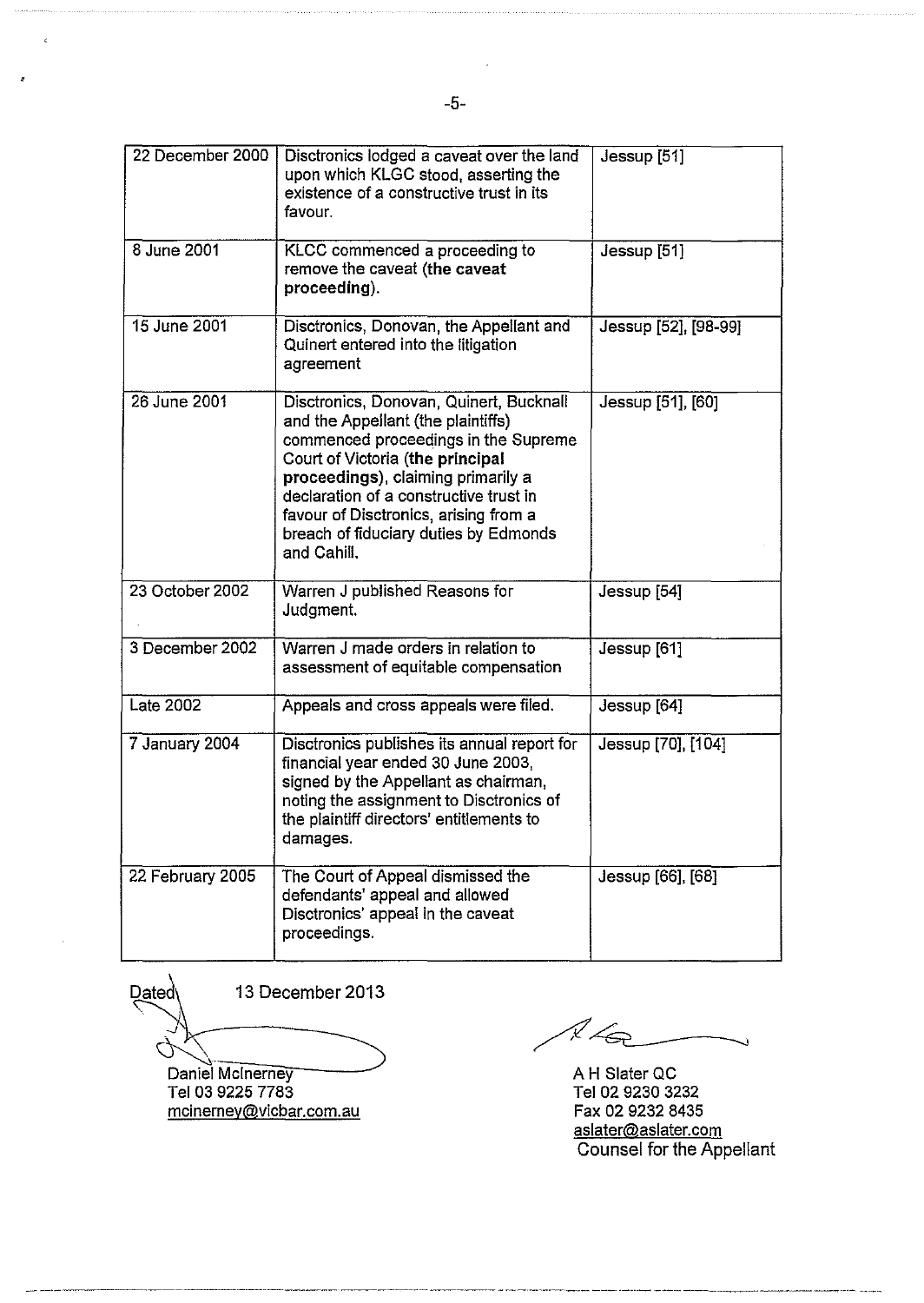| | | |
|---|---|---|
| 22 December 2000 | Disctronics lodged a caveat over the land upon which KLGC stood, asserting the existence of a constructive trust in its favour. | Jessup [51] |
| 8 June 2001 | KLCC commenced a proceeding to remove the caveat (**the caveat proceeding**). | Jessup [51] |
| 15 June 2001 | Disctronics, Donovan, the Appellant and Quinert entered into the litigation agreement | Jessup [52], [98-99] |
| 26 June 2001 | Disctronics, Donovan, Quinert, Bucknall and the Appellant (the plaintiffs) commenced proceedings in the Supreme Court of Victoria (**the principal proceedings**), claiming primarily a declaration of a constructive trust in favour of Disctronics, arising from a breach of fiduciary duties by Edmonds and Cahill. | Jessup [51], [60] |
| 23 October 2002 | Warren J published Reasons for Judgment. | Jessup [54] |
| 3 December 2002 | Warren J made orders in relation to assessment of equitable compensation | Jessup [61] |
| Late 2002 | Appeals and cross appeals were filed. | Jessup [64] |
| 7 January 2004 | Disctronics publishes its annual report for financial year ended 30 June 2003, signed by the Appellant as chairman, noting the assignment to Disctronics of the plaintiff directors' entitlements to damages. | Jessup [70], [104] |
| 22 February 2005 | The Court of Appeal dismissed the defendants' appeal and allowed Disctronics' appeal in the caveat proceedings. | Jessup [66], [68] |

Dated 13 December 2013

Daniel McInerney
Tel 03 9225 7783
mcinerney@vicbar.com.au

A H Slater QC
Tel 02 9230 3232
Fax 02 9232 8435
aslater@aslater.com
Counsel for the Appellant